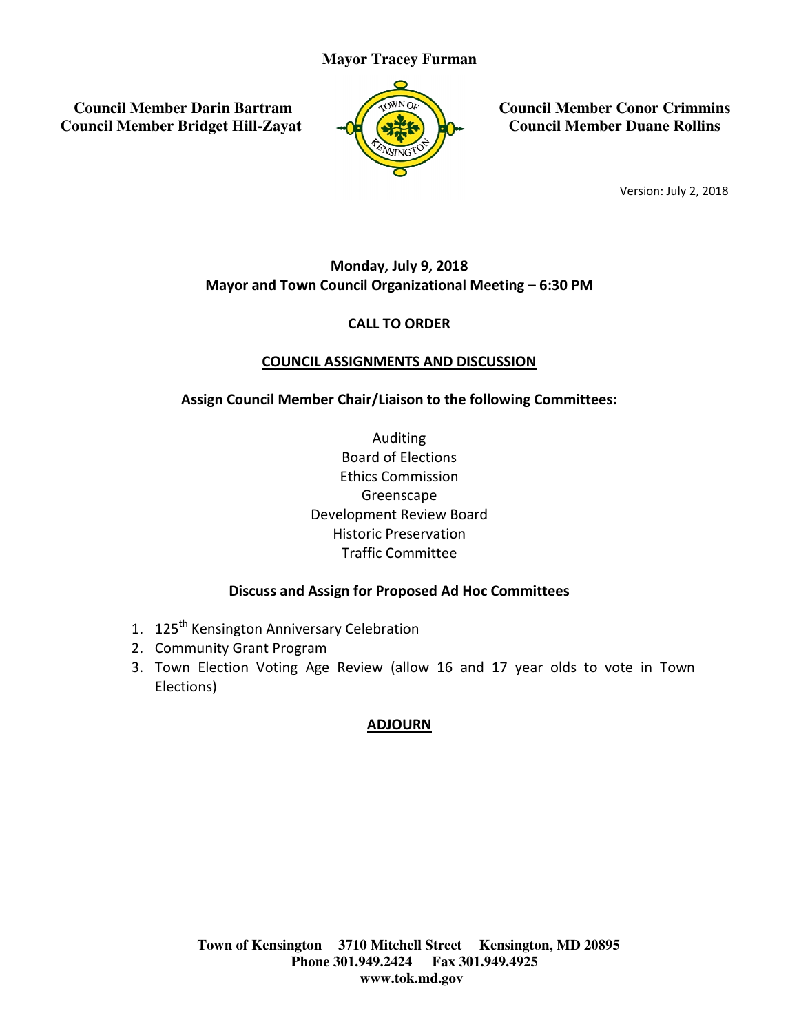**Mayor Tracey Furman**

**Council Member Darin Bartram**
**Council Member Bridget Hill-Zayat**

**Council Member Conor Crimmins**
**Council Member Duane Rollins**

Version: July 2, 2018

**Monday, July 9, 2018**
**Mayor and Town Council Organizational Meeting – 6:30 PM**

## CALL TO ORDER

## COUNCIL ASSIGNMENTS AND DISCUSSION

### Assign Council Member Chair/Liaison to the following Committees:

Auditing
Board of Elections
Ethics Commission
Greenscape
Development Review Board
Historic Preservation
Traffic Committee

### Discuss and Assign for Proposed Ad Hoc Committees

1. 125th Kensington Anniversary Celebration
2. Community Grant Program
3. Town Election Voting Age Review (allow 16 and 17 year olds to vote in Town Elections)

## ADJOURN

**Town of Kensington 3710 Mitchell Street Kensington, MD 20895**
**Phone 301.949.2424 Fax 301.949.4925**
**www.tok.md.gov**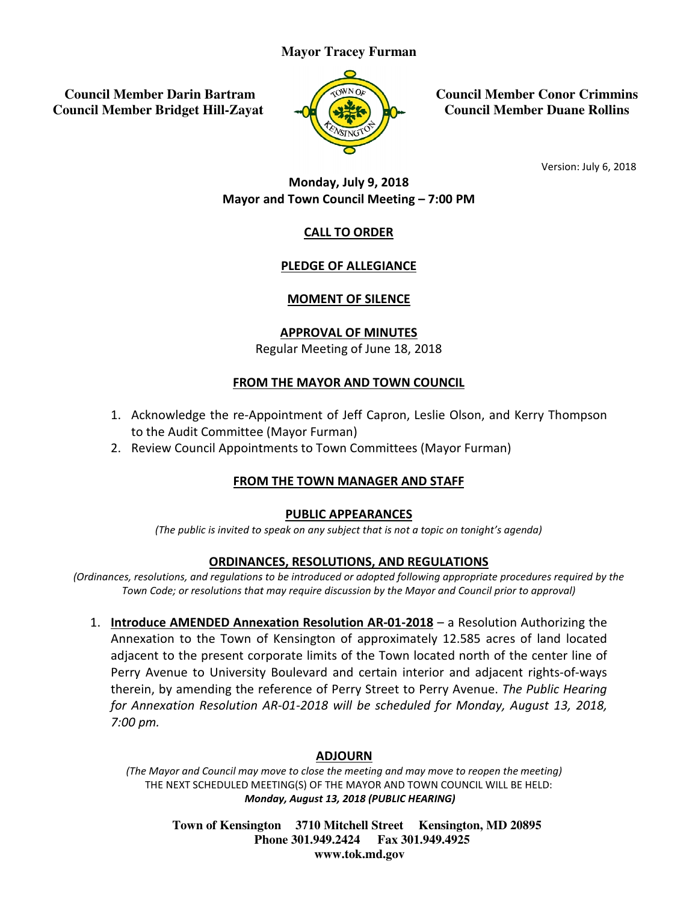**Mayor Tracey Furman**

**Council Member Darin Bartram**
**Council Member Bridget Hill-Zayat**

**Council Member Conor Crimmins**
**Council Member Duane Rollins**

Version: July 6, 2018

**Monday, July 9, 2018**
**Mayor and Town Council Meeting – 7:00 PM**

## CALL TO ORDER

## PLEDGE OF ALLEGIANCE

## MOMENT OF SILENCE

## APPROVAL OF MINUTES

Regular Meeting of June 18, 2018

## FROM THE MAYOR AND TOWN COUNCIL

1. Acknowledge the re-Appointment of Jeff Capron, Leslie Olson, and Kerry Thompson to the Audit Committee (Mayor Furman)
2. Review Council Appointments to Town Committees (Mayor Furman)

## FROM THE TOWN MANAGER AND STAFF

## PUBLIC APPEARANCES

*(The public is invited to speak on any subject that is not a topic on tonight's agenda)*

## ORDINANCES, RESOLUTIONS, AND REGULATIONS

*(Ordinances, resolutions, and regulations to be introduced or adopted following appropriate procedures required by the Town Code; or resolutions that may require discussion by the Mayor and Council prior to approval)*

1. **Introduce AMENDED Annexation Resolution AR-01-2018** – a Resolution Authorizing the Annexation to the Town of Kensington of approximately 12.585 acres of land located adjacent to the present corporate limits of the Town located north of the center line of Perry Avenue to University Boulevard and certain interior and adjacent rights-of-ways therein, by amending the reference of Perry Street to Perry Avenue. *The Public Hearing for Annexation Resolution AR-01-2018 will be scheduled for Monday, August 13, 2018, 7:00 pm.*

## ADJOURN

*(The Mayor and Council may move to close the meeting and may move to reopen the meeting)*
THE NEXT SCHEDULED MEETING(S) OF THE MAYOR AND TOWN COUNCIL WILL BE HELD:
***Monday, August 13, 2018 (PUBLIC HEARING)***

**Town of Kensington 3710 Mitchell Street Kensington, MD 20895**
**Phone 301.949.2424 Fax 301.949.4925**
**www.tok.md.gov**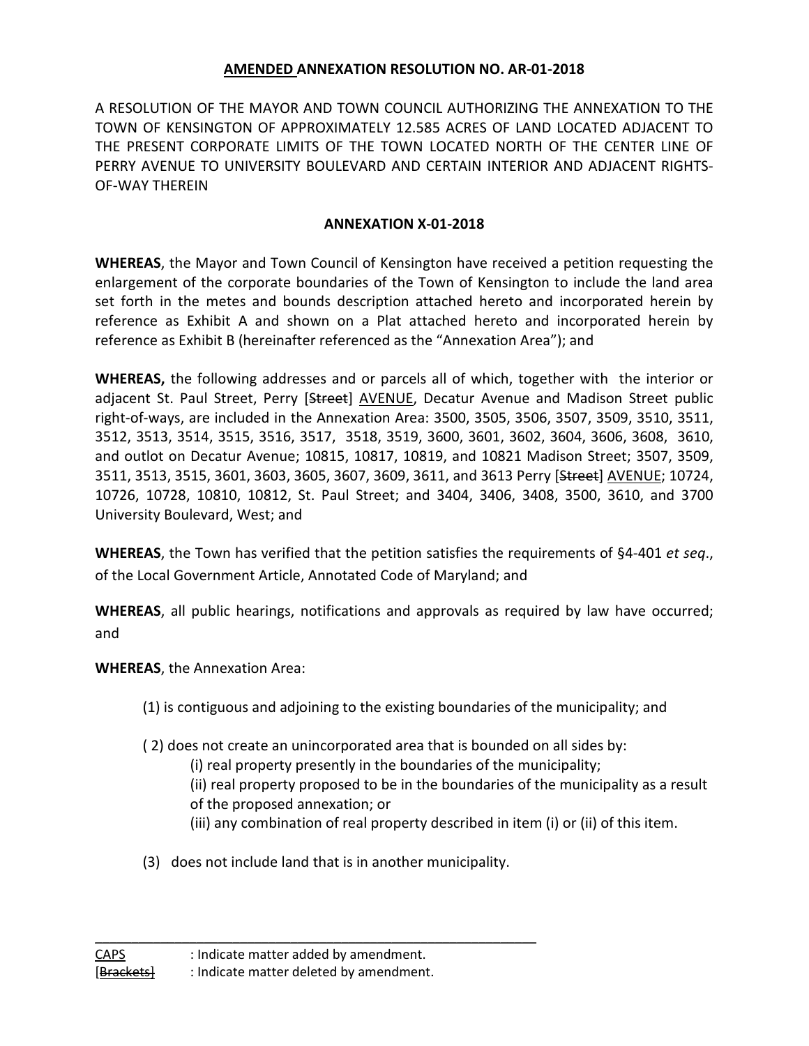**<u>AMENDED</u> ANNEXATION RESOLUTION NO. AR-01-2018**

A RESOLUTION OF THE MAYOR AND TOWN COUNCIL AUTHORIZING THE ANNEXATION TO THE TOWN OF KENSINGTON OF APPROXIMATELY 12.585 ACRES OF LAND LOCATED ADJACENT TO THE PRESENT CORPORATE LIMITS OF THE TOWN LOCATED NORTH OF THE CENTER LINE OF PERRY AVENUE TO UNIVERSITY BOULEVARD AND CERTAIN INTERIOR AND ADJACENT RIGHTS-OF-WAY THEREIN

**ANNEXATION X-01-2018**

**WHEREAS**, the Mayor and Town Council of Kensington have received a petition requesting the enlargement of the corporate boundaries of the Town of Kensington to include the land area set forth in the metes and bounds description attached hereto and incorporated herein by reference as Exhibit A and shown on a Plat attached hereto and incorporated herein by reference as Exhibit B (hereinafter referenced as the "Annexation Area"); and

**WHEREAS,** the following addresses and or parcels all of which, together with the interior or adjacent St. Paul Street, Perry [~~Street~~] <u>AVENUE</u>, Decatur Avenue and Madison Street public right-of-ways, are included in the Annexation Area: 3500, 3505, 3506, 3507, 3509, 3510, 3511, 3512, 3513, 3514, 3515, 3516, 3517, 3518, 3519, 3600, 3601, 3602, 3604, 3606, 3608, 3610, and outlot on Decatur Avenue; 10815, 10817, 10819, and 10821 Madison Street; 3507, 3509, 3511, 3513, 3515, 3601, 3603, 3605, 3607, 3609, 3611, and 3613 Perry [~~Street~~] <u>AVENUE</u>; 10724, 10726, 10728, 10810, 10812, St. Paul Street; and 3404, 3406, 3408, 3500, 3610, and 3700 University Boulevard, West; and

**WHEREAS**, the Town has verified that the petition satisfies the requirements of §4-401 *et seq*., of the Local Government Article, Annotated Code of Maryland; and

**WHEREAS**, all public hearings, notifications and approvals as required by law have occurred; and

**WHEREAS**, the Annexation Area:

(1) is contiguous and adjoining to the existing boundaries of the municipality; and

( 2) does not create an unincorporated area that is bounded on all sides by:

(i) real property presently in the boundaries of the municipality;

(ii) real property proposed to be in the boundaries of the municipality as a result of the proposed annexation; or

(iii) any combination of real property described in item (i) or (ii) of this item.

(3) does not include land that is in another municipality.

---

<u>CAPS</u> : Indicate matter added by amendment.

[~~Brackets~~] : Indicate matter deleted by amendment.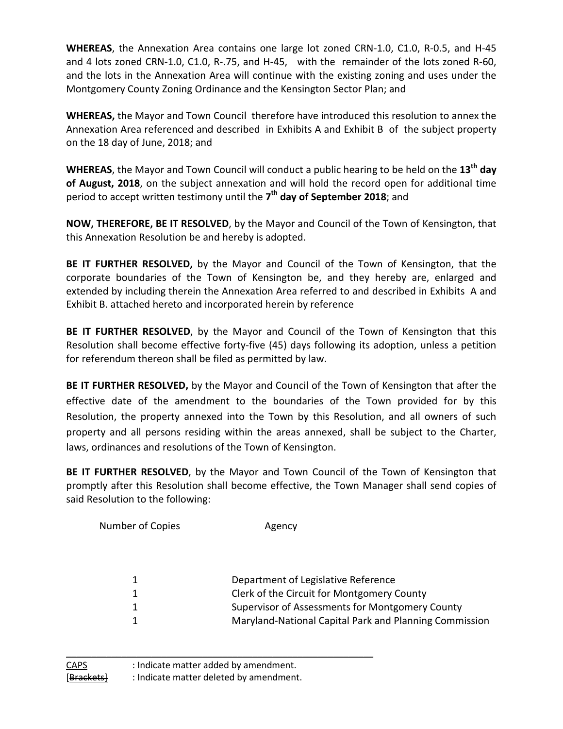**WHEREAS**, the Annexation Area contains one large lot zoned CRN-1.0, C1.0, R-0.5, and H-45 and 4 lots zoned CRN-1.0, C1.0, R-.75, and H-45, with the remainder of the lots zoned R-60, and the lots in the Annexation Area will continue with the existing zoning and uses under the Montgomery County Zoning Ordinance and the Kensington Sector Plan; and

**WHEREAS,** the Mayor and Town Council therefore have introduced this resolution to annex the Annexation Area referenced and described in Exhibits A and Exhibit B of the subject property on the 18 day of June, 2018; and

**WHEREAS**, the Mayor and Town Council will conduct a public hearing to be held on the **13th day of August, 2018**, on the subject annexation and will hold the record open for additional time period to accept written testimony until the **7th day of September 2018**; and

**NOW, THEREFORE, BE IT RESOLVED**, by the Mayor and Council of the Town of Kensington, that this Annexation Resolution be and hereby is adopted.

**BE IT FURTHER RESOLVED,** by the Mayor and Council of the Town of Kensington, that the corporate boundaries of the Town of Kensington be, and they hereby are, enlarged and extended by including therein the Annexation Area referred to and described in Exhibits A and Exhibit B. attached hereto and incorporated herein by reference

**BE IT FURTHER RESOLVED**, by the Mayor and Council of the Town of Kensington that this Resolution shall become effective forty-five (45) days following its adoption, unless a petition for referendum thereon shall be filed as permitted by law.

**BE IT FURTHER RESOLVED,** by the Mayor and Council of the Town of Kensington that after the effective date of the amendment to the boundaries of the Town provided for by this Resolution, the property annexed into the Town by this Resolution, and all owners of such property and all persons residing within the areas annexed, shall be subject to the Charter, laws, ordinances and resolutions of the Town of Kensington.

**BE IT FURTHER RESOLVED**, by the Mayor and Town Council of the Town of Kensington that promptly after this Resolution shall become effective, the Town Manager shall send copies of said Resolution to the following:

| Number of Copies | Agency |
|---|---|
| 1 | Department of Legislative Reference |
| 1 | Clerk of the Circuit for Montgomery County |
| 1 | Supervisor of Assessments for Montgomery County |
| 1 | Maryland-National Capital Park and Planning Commission |

---

CAPS : Indicate matter added by amendment.
[~~Brackets~~] : Indicate matter deleted by amendment.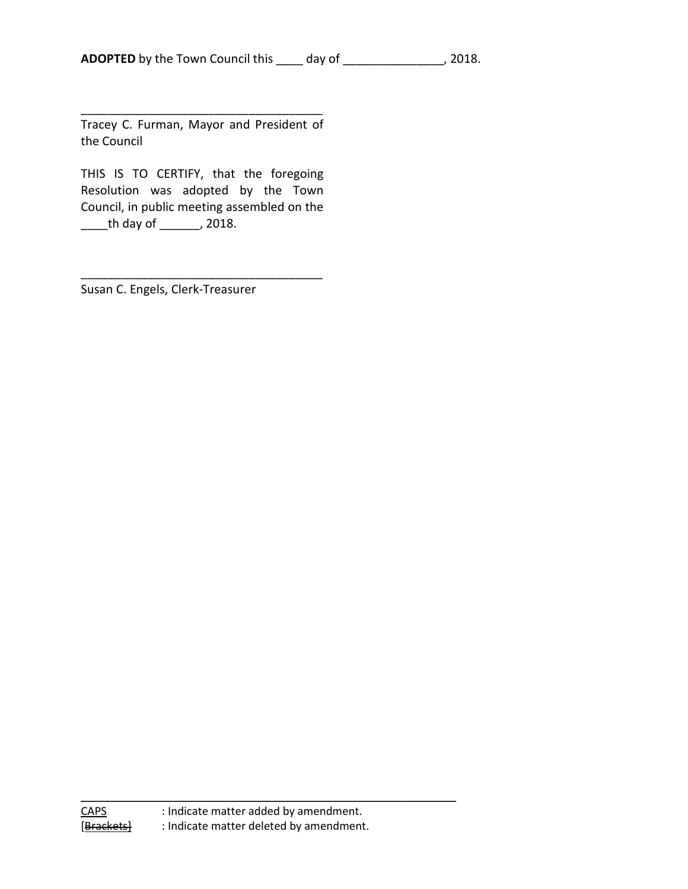**ADOPTED** by the Town Council this ____ day of _______________, 2018.

____________________________________
Tracey C. Furman, Mayor and President of the Council

THIS IS TO CERTIFY, that the foregoing Resolution was adopted by the Town Council, in public meeting assembled on the ____th day of ______, 2018.

____________________________________
Susan C. Engels, Clerk-Treasurer

______________________________________________________________

CAPS : Indicate matter added by amendment.
[~~Brackets~~] : Indicate matter deleted by amendment.